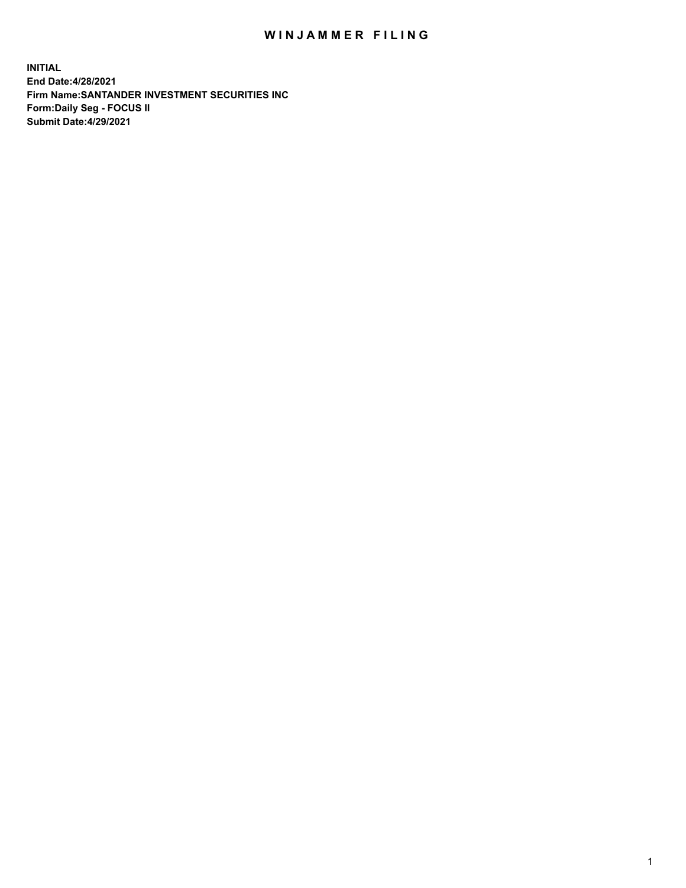# WINJAMMER FILING

**INITIAL**
**End Date:4/28/2021**
**Firm Name:SANTANDER INVESTMENT SECURITIES INC**
**Form:Daily Seg - FOCUS II**
**Submit Date:4/29/2021**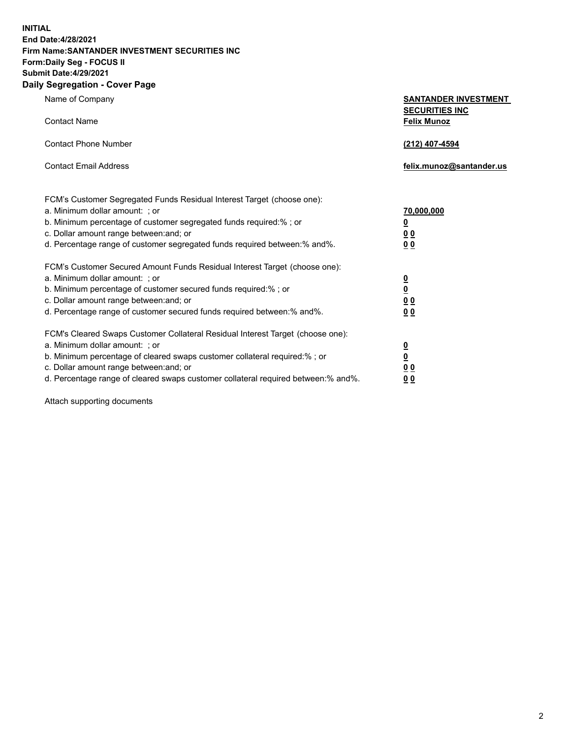**INITIAL**
**End Date:4/28/2021**
**Firm Name:SANTANDER INVESTMENT SECURITIES INC**
**Form:Daily Seg - FOCUS II**
**Submit Date:4/29/2021**

## Daily Segregation - Cover Page

| | |
|---|---|
| Name of Company | **SANTANDER INVESTMENT SECURITIES INC** |
| Contact Name | **Felix Munoz** |
| Contact Phone Number | **(212) 407-4594** |
| Contact Email Address | **felix.munoz@santander.us** |

FCM's Customer Segregated Funds Residual Interest Target (choose one):

| | |
|---|---|
| a. Minimum dollar amount: ; or | **70,000,000** |
| b. Minimum percentage of customer segregated funds required:% ; or | **0** |
| c. Dollar amount range between:and; or | **0 0** |
| d. Percentage range of customer segregated funds required between:% and%. | **0 0** |

FCM's Customer Secured Amount Funds Residual Interest Target (choose one):

| | |
|---|---|
| a. Minimum dollar amount: ; or | **0** |
| b. Minimum percentage of customer secured funds required:% ; or | **0** |
| c. Dollar amount range between:and; or | **0 0** |
| d. Percentage range of customer secured funds required between:% and%. | **0 0** |

FCM's Cleared Swaps Customer Collateral Residual Interest Target (choose one):

| | |
|---|---|
| a. Minimum dollar amount: ; or | **0** |
| b. Minimum percentage of cleared swaps customer collateral required:% ; or | **0** |
| c. Dollar amount range between:and; or | **0 0** |
| d. Percentage range of cleared swaps customer collateral required between:% and%. | **0 0** |

Attach supporting documents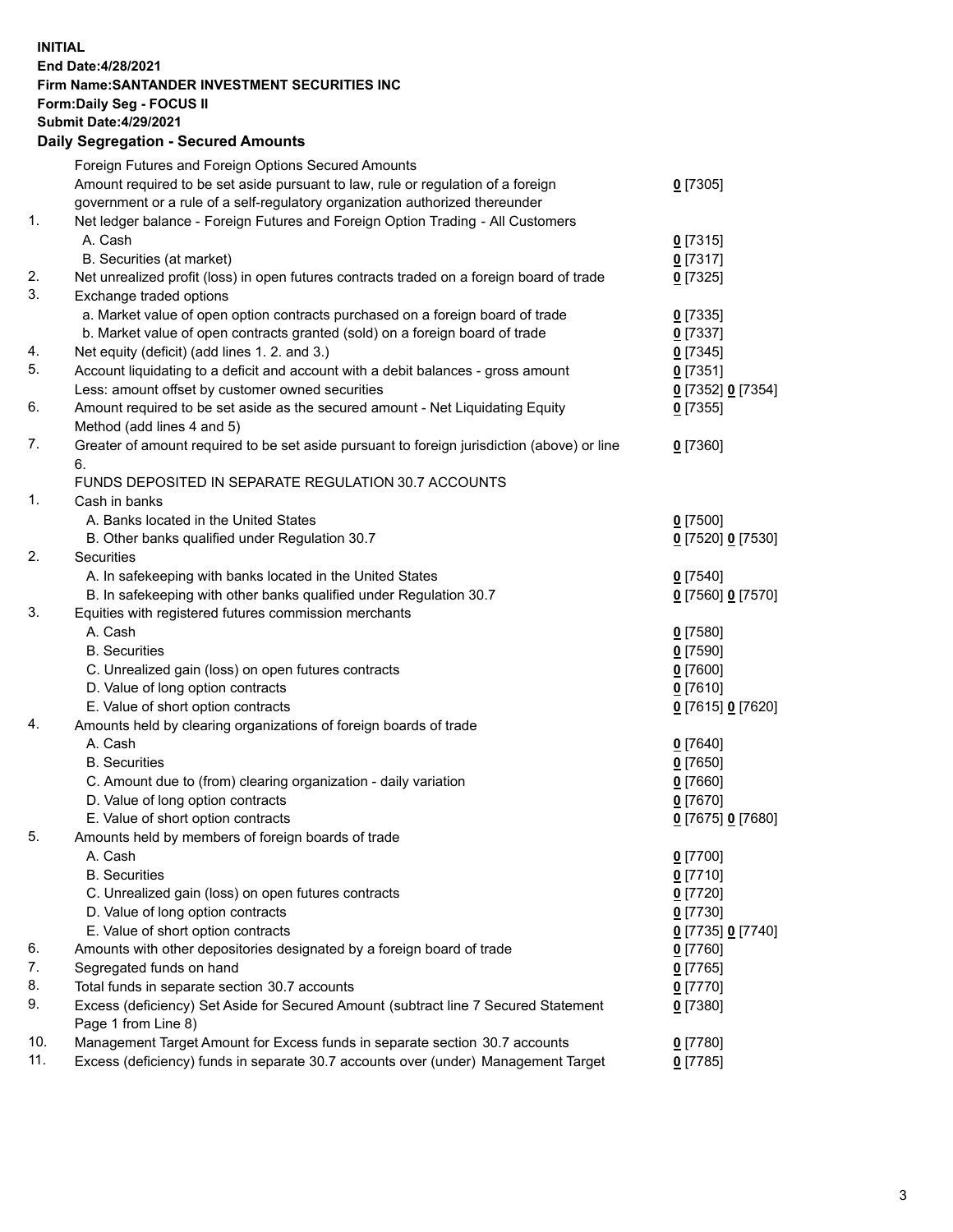**INITIAL**
**End Date:4/28/2021**
**Firm Name:SANTANDER INVESTMENT SECURITIES INC**
**Form:Daily Seg - FOCUS II**
**Submit Date:4/29/2021**

### Daily Segregation - Secured Amounts

| | | |
|---|---|---|
| | Foreign Futures and Foreign Options Secured Amounts | |
| | Amount required to be set aside pursuant to law, rule or regulation of a foreign government or a rule of a self-regulatory organization authorized thereunder | 0 [7305] |
| 1. | Net ledger balance - Foreign Futures and Foreign Option Trading - All Customers | |
| | A. Cash | 0 [7315] |
| | B. Securities (at market) | 0 [7317] |
| 2. | Net unrealized profit (loss) in open futures contracts traded on a foreign board of trade | 0 [7325] |
| 3. | Exchange traded options | |
| | a. Market value of open option contracts purchased on a foreign board of trade | 0 [7335] |
| | b. Market value of open contracts granted (sold) on a foreign board of trade | 0 [7337] |
| 4. | Net equity (deficit) (add lines 1. 2. and 3.) | 0 [7345] |
| 5. | Account liquidating to a deficit and account with a debit balances - gross amount | 0 [7351] |
| | Less: amount offset by customer owned securities | 0 [7352] 0 [7354] |
| 6. | Amount required to be set aside as the secured amount - Net Liquidating Equity Method (add lines 4 and 5) | 0 [7355] |
| 7. | Greater of amount required to be set aside pursuant to foreign jurisdiction (above) or line 6. | 0 [7360] |
| | FUNDS DEPOSITED IN SEPARATE REGULATION 30.7 ACCOUNTS | |
| 1. | Cash in banks | |
| | A. Banks located in the United States | 0 [7500] |
| | B. Other banks qualified under Regulation 30.7 | 0 [7520] 0 [7530] |
| 2. | Securities | |
| | A. In safekeeping with banks located in the United States | 0 [7540] |
| | B. In safekeeping with other banks qualified under Regulation 30.7 | 0 [7560] 0 [7570] |
| 3. | Equities with registered futures commission merchants | |
| | A. Cash | 0 [7580] |
| | B. Securities | 0 [7590] |
| | C. Unrealized gain (loss) on open futures contracts | 0 [7600] |
| | D. Value of long option contracts | 0 [7610] |
| | E. Value of short option contracts | 0 [7615] 0 [7620] |
| 4. | Amounts held by clearing organizations of foreign boards of trade | |
| | A. Cash | 0 [7640] |
| | B. Securities | 0 [7650] |
| | C. Amount due to (from) clearing organization - daily variation | 0 [7660] |
| | D. Value of long option contracts | 0 [7670] |
| | E. Value of short option contracts | 0 [7675] 0 [7680] |
| 5. | Amounts held by members of foreign boards of trade | |
| | A. Cash | 0 [7700] |
| | B. Securities | 0 [7710] |
| | C. Unrealized gain (loss) on open futures contracts | 0 [7720] |
| | D. Value of long option contracts | 0 [7730] |
| | E. Value of short option contracts | 0 [7735] 0 [7740] |
| 6. | Amounts with other depositories designated by a foreign board of trade | 0 [7760] |
| 7. | Segregated funds on hand | 0 [7765] |
| 8. | Total funds in separate section 30.7 accounts | 0 [7770] |
| 9. | Excess (deficiency) Set Aside for Secured Amount (subtract line 7 Secured Statement Page 1 from Line 8) | 0 [7380] |
| 10. | Management Target Amount for Excess funds in separate section 30.7 accounts | 0 [7780] |
| 11. | Excess (deficiency) funds in separate 30.7 accounts over (under) Management Target | 0 [7785] |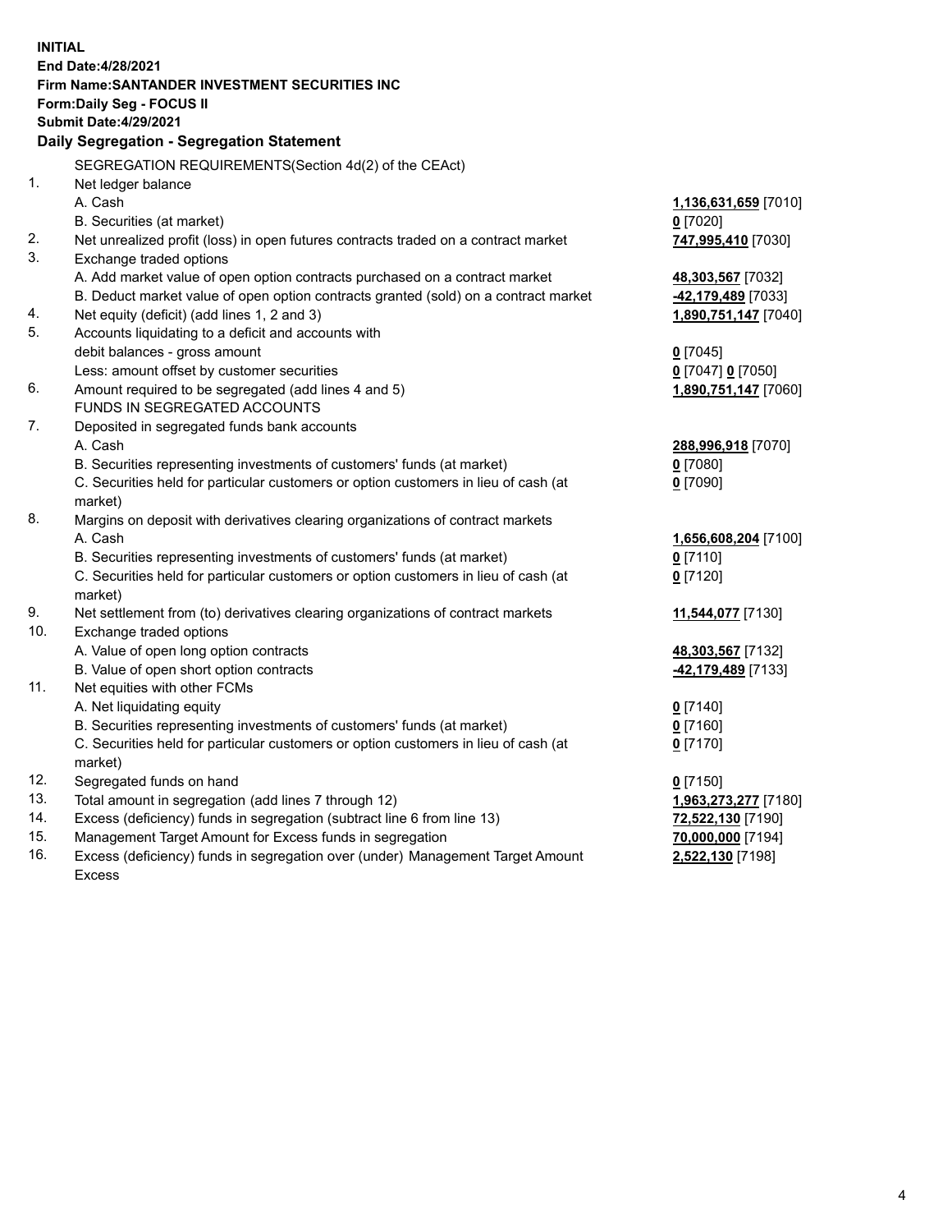**INITIAL**
**End Date:4/28/2021**
**Firm Name:SANTANDER INVESTMENT SECURITIES INC**
**Form:Daily Seg - FOCUS II**
**Submit Date:4/29/2021**

## Daily Segregation - Segregation Statement

SEGREGATION REQUIREMENTS(Section 4d(2) of the CEAct)

| | | |
|---|---|---|
| 1. | Net ledger balance | |
| | A. Cash | **1,136,631,659** [7010] |
| | B. Securities (at market) | **0** [7020] |
| 2. | Net unrealized profit (loss) in open futures contracts traded on a contract market | **747,995,410** [7030] |
| 3. | Exchange traded options | |
| | A. Add market value of open option contracts purchased on a contract market | **48,303,567** [7032] |
| | B. Deduct market value of open option contracts granted (sold) on a contract market | **-42,179,489** [7033] |
| 4. | Net equity (deficit) (add lines 1, 2 and 3) | **1,890,751,147** [7040] |
| 5. | Accounts liquidating to a deficit and accounts with | |
| | debit balances - gross amount | **0** [7045] |
| | Less: amount offset by customer securities | **0** [7047] **0** [7050] |
| 6. | Amount required to be segregated (add lines 4 and 5) | **1,890,751,147** [7060] |
| | FUNDS IN SEGREGATED ACCOUNTS | |
| 7. | Deposited in segregated funds bank accounts | |
| | A. Cash | **288,996,918** [7070] |
| | B. Securities representing investments of customers' funds (at market) | **0** [7080] |
| | C. Securities held for particular customers or option customers in lieu of cash (at market) | **0** [7090] |
| 8. | Margins on deposit with derivatives clearing organizations of contract markets | |
| | A. Cash | **1,656,608,204** [7100] |
| | B. Securities representing investments of customers' funds (at market) | **0** [7110] |
| | C. Securities held for particular customers or option customers in lieu of cash (at market) | **0** [7120] |
| 9. | Net settlement from (to) derivatives clearing organizations of contract markets | **11,544,077** [7130] |
| 10. | Exchange traded options | |
| | A. Value of open long option contracts | **48,303,567** [7132] |
| | B. Value of open short option contracts | **-42,179,489** [7133] |
| 11. | Net equities with other FCMs | |
| | A. Net liquidating equity | **0** [7140] |
| | B. Securities representing investments of customers' funds (at market) | **0** [7160] |
| | C. Securities held for particular customers or option customers in lieu of cash (at market) | **0** [7170] |
| 12. | Segregated funds on hand | **0** [7150] |
| 13. | Total amount in segregation (add lines 7 through 12) | **1,963,273,277** [7180] |
| 14. | Excess (deficiency) funds in segregation (subtract line 6 from line 13) | **72,522,130** [7190] |
| 15. | Management Target Amount for Excess funds in segregation | **70,000,000** [7194] |
| 16. | Excess (deficiency) funds in segregation over (under) Management Target Amount Excess | **2,522,130** [7198] |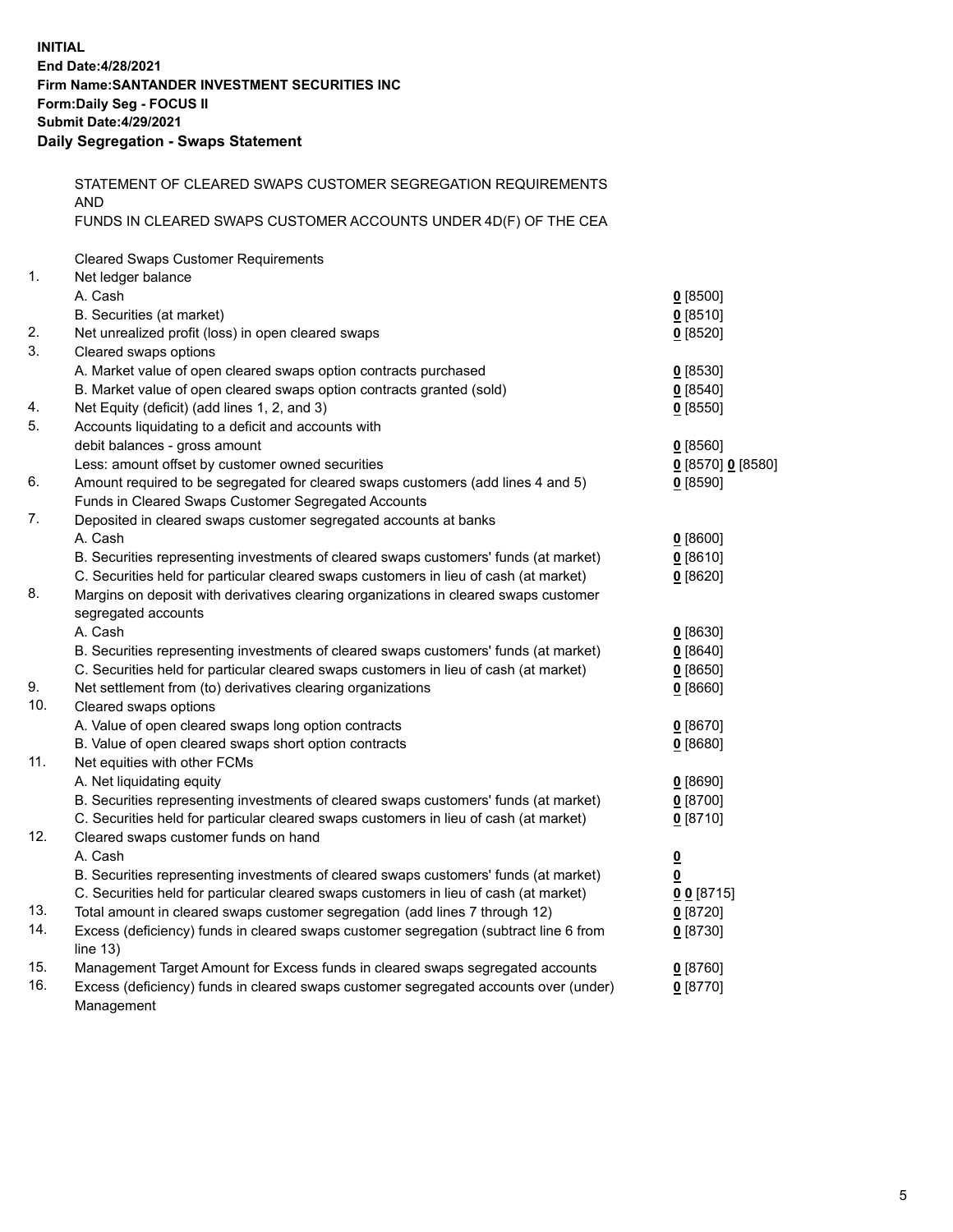**INITIAL**
**End Date:4/28/2021**
**Firm Name:SANTANDER INVESTMENT SECURITIES INC**
**Form:Daily Seg - FOCUS II**
**Submit Date:4/29/2021**
**Daily Segregation - Swaps Statement**

STATEMENT OF CLEARED SWAPS CUSTOMER SEGREGATION REQUIREMENTS AND FUNDS IN CLEARED SWAPS CUSTOMER ACCOUNTS UNDER 4D(F) OF THE CEA

| | | |
|---|---|---|
| | Cleared Swaps Customer Requirements | |
| 1. | Net ledger balance | |
| | A. Cash | 0 [8500] |
| | B. Securities (at market) | 0 [8510] |
| 2. | Net unrealized profit (loss) in open cleared swaps | 0 [8520] |
| 3. | Cleared swaps options | |
| | A. Market value of open cleared swaps option contracts purchased | 0 [8530] |
| | B. Market value of open cleared swaps option contracts granted (sold) | 0 [8540] |
| 4. | Net Equity (deficit) (add lines 1, 2, and 3) | 0 [8550] |
| 5. | Accounts liquidating to a deficit and accounts with debit balances - gross amount | 0 [8560] |
| | Less: amount offset by customer owned securities | 0 [8570] 0 [8580] |
| 6. | Amount required to be segregated for cleared swaps customers (add lines 4 and 5) | 0 [8590] |
| | Funds in Cleared Swaps Customer Segregated Accounts | |
| 7. | Deposited in cleared swaps customer segregated accounts at banks | |
| | A. Cash | 0 [8600] |
| | B. Securities representing investments of cleared swaps customers' funds (at market) | 0 [8610] |
| | C. Securities held for particular cleared swaps customers in lieu of cash (at market) | 0 [8620] |
| 8. | Margins on deposit with derivatives clearing organizations in cleared swaps customer segregated accounts | |
| | A. Cash | 0 [8630] |
| | B. Securities representing investments of cleared swaps customers' funds (at market) | 0 [8640] |
| | C. Securities held for particular cleared swaps customers in lieu of cash (at market) | 0 [8650] |
| 9. | Net settlement from (to) derivatives clearing organizations | 0 [8660] |
| 10. | Cleared swaps options | |
| | A. Value of open cleared swaps long option contracts | 0 [8670] |
| | B. Value of open cleared swaps short option contracts | 0 [8680] |
| 11. | Net equities with other FCMs | |
| | A. Net liquidating equity | 0 [8690] |
| | B. Securities representing investments of cleared swaps customers' funds (at market) | 0 [8700] |
| | C. Securities held for particular cleared swaps customers in lieu of cash (at market) | 0 [8710] |
| 12. | Cleared swaps customer funds on hand | |
| | A. Cash | 0 |
| | B. Securities representing investments of cleared swaps customers' funds (at market) | 0 |
| | C. Securities held for particular cleared swaps customers in lieu of cash (at market) | 0 0 [8715] |
| 13. | Total amount in cleared swaps customer segregation (add lines 7 through 12) | 0 [8720] |
| 14. | Excess (deficiency) funds in cleared swaps customer segregation (subtract line 6 from line 13) | 0 [8730] |
| 15. | Management Target Amount for Excess funds in cleared swaps segregated accounts | 0 [8760] |
| 16. | Excess (deficiency) funds in cleared swaps customer segregated accounts over (under) Management | 0 [8770] |